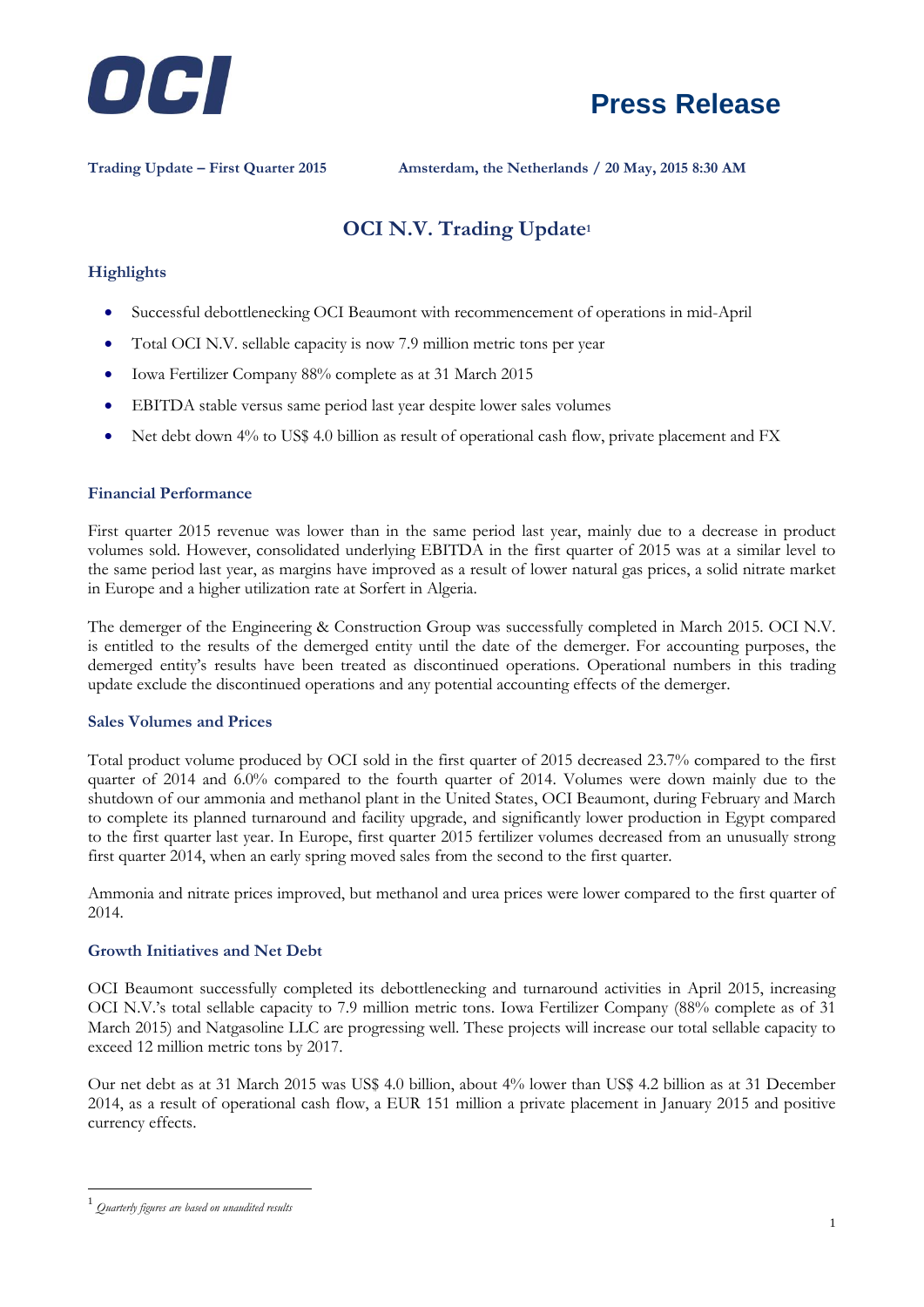**OCI**

# Press Release

**Trading Update – First Quarter 2015** **Amsterdam, the Netherlands / 20 May, 2015 8:30 AM**

## OCI N.V. Trading Update[1]

### Highlights

- Successful debottlenecking OCI Beaumont with recommencement of operations in mid-April
- Total OCI N.V. sellable capacity is now 7.9 million metric tons per year
- Iowa Fertilizer Company 88% complete as at 31 March 2015
- EBITDA stable versus same period last year despite lower sales volumes
- Net debt down 4% to US$ 4.0 billion as result of operational cash flow, private placement and FX

### Financial Performance

First quarter 2015 revenue was lower than in the same period last year, mainly due to a decrease in product volumes sold. However, consolidated underlying EBITDA in the first quarter of 2015 was at a similar level to the same period last year, as margins have improved as a result of lower natural gas prices, a solid nitrate market in Europe and a higher utilization rate at Sorfert in Algeria.

The demerger of the Engineering & Construction Group was successfully completed in March 2015. OCI N.V. is entitled to the results of the demerged entity until the date of the demerger. For accounting purposes, the demerged entity's results have been treated as discontinued operations. Operational numbers in this trading update exclude the discontinued operations and any potential accounting effects of the demerger.

### Sales Volumes and Prices

Total product volume produced by OCI sold in the first quarter of 2015 decreased 23.7% compared to the first quarter of 2014 and 6.0% compared to the fourth quarter of 2014. Volumes were down mainly due to the shutdown of our ammonia and methanol plant in the United States, OCI Beaumont, during February and March to complete its planned turnaround and facility upgrade, and significantly lower production in Egypt compared to the first quarter last year. In Europe, first quarter 2015 fertilizer volumes decreased from an unusually strong first quarter 2014, when an early spring moved sales from the second to the first quarter.

Ammonia and nitrate prices improved, but methanol and urea prices were lower compared to the first quarter of 2014.

### Growth Initiatives and Net Debt

OCI Beaumont successfully completed its debottlenecking and turnaround activities in April 2015, increasing OCI N.V.'s total sellable capacity to 7.9 million metric tons. Iowa Fertilizer Company (88% complete as of 31 March 2015) and Natgasoline LLC are progressing well. These projects will increase our total sellable capacity to exceed 12 million metric tons by 2017.

Our net debt as at 31 March 2015 was US$ 4.0 billion, about 4% lower than US$ 4.2 billion as at 31 December 2014, as a result of operational cash flow, a EUR 151 million a private placement in January 2015 and positive currency effects.

---

[1] *Quarterly figures are based on unaudited results*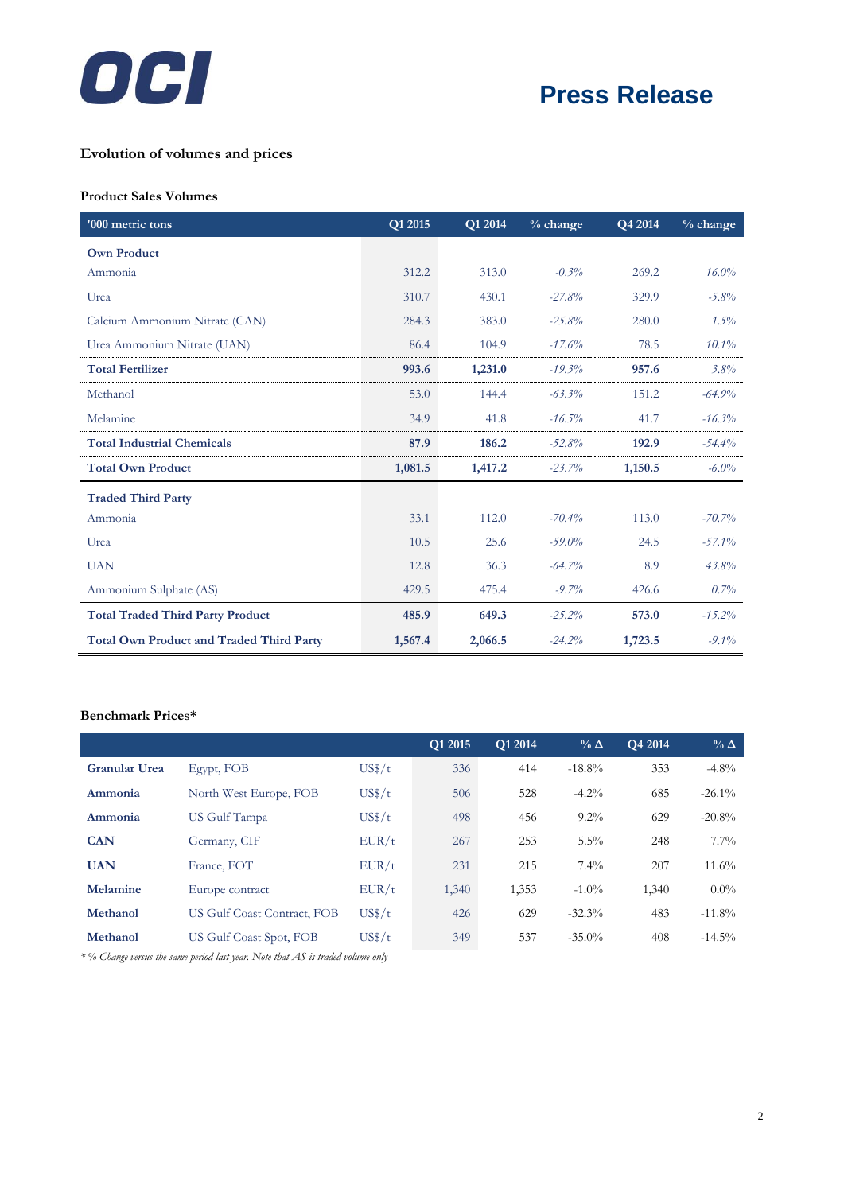### Evolution of volumes and prices

**Product Sales Volumes**

| '000 metric tons | Q1 2015 | Q1 2014 | % change | Q4 2014 | % change |
|---|---|---|---|---|---|
| **Own Product** | | | | | |
| Ammonia | 312.2 | 313.0 | *-0.3%* | 269.2 | *16.0%* |
| Urea | 310.7 | 430.1 | *-27.8%* | 329.9 | *-5.8%* |
| Calcium Ammonium Nitrate (CAN) | 284.3 | 383.0 | *-25.8%* | 280.0 | *1.5%* |
| Urea Ammonium Nitrate (UAN) | 86.4 | 104.9 | *-17.6%* | 78.5 | *10.1%* |
| **Total Fertilizer** | **993.6** | **1,231.0** | *-19.3%* | **957.6** | *3.8%* |
| Methanol | 53.0 | 144.4 | *-63.3%* | 151.2 | *-64.9%* |
| Melamine | 34.9 | 41.8 | *-16.5%* | 41.7 | *-16.3%* |
| **Total Industrial Chemicals** | **87.9** | **186.2** | *-52.8%* | **192.9** | *-54.4%* |
| **Total Own Product** | **1,081.5** | **1,417.2** | *-23.7%* | **1,150.5** | *-6.0%* |
| **Traded Third Party** | | | | | |
| Ammonia | 33.1 | 112.0 | *-70.4%* | 113.0 | *-70.7%* |
| Urea | 10.5 | 25.6 | *-59.0%* | 24.5 | *-57.1%* |
| UAN | 12.8 | 36.3 | *-64.7%* | 8.9 | *43.8%* |
| Ammonium Sulphate (AS) | 429.5 | 475.4 | *-9.7%* | 426.6 | *0.7%* |
| **Total Traded Third Party Product** | **485.9** | **649.3** | *-25.2%* | **573.0** | *-15.2%* |
| **Total Own Product and Traded Third Party** | **1,567.4** | **2,066.5** | *-24.2%* | **1,723.5** | *-9.1%* |

**Benchmark Prices***

| | | | Q1 2015 | Q1 2014 | % Δ | Q4 2014 | % Δ |
|---|---|---|---|---|---|---|---|
| **Granular Urea** | Egypt, FOB | US$/t | 336 | 414 | -18.8% | 353 | -4.8% |
| **Ammonia** | North West Europe, FOB | US$/t | 506 | 528 | -4.2% | 685 | -26.1% |
| **Ammonia** | US Gulf Tampa | US$/t | 498 | 456 | 9.2% | 629 | -20.8% |
| **CAN** | Germany, CIF | EUR/t | 267 | 253 | 5.5% | 248 | 7.7% |
| **UAN** | France, FOT | EUR/t | 231 | 215 | 7.4% | 207 | 11.6% |
| **Melamine** | Europe contract | EUR/t | 1,340 | 1,353 | -1.0% | 1,340 | 0.0% |
| **Methanol** | US Gulf Coast Contract, FOB | US$/t | 426 | 629 | -32.3% | 483 | -11.8% |
| **Methanol** | US Gulf Coast Spot, FOB | US$/t | 349 | 537 | -35.0% | 408 | -14.5% |

*\* % Change versus the same period last year. Note that AS is traded volume only*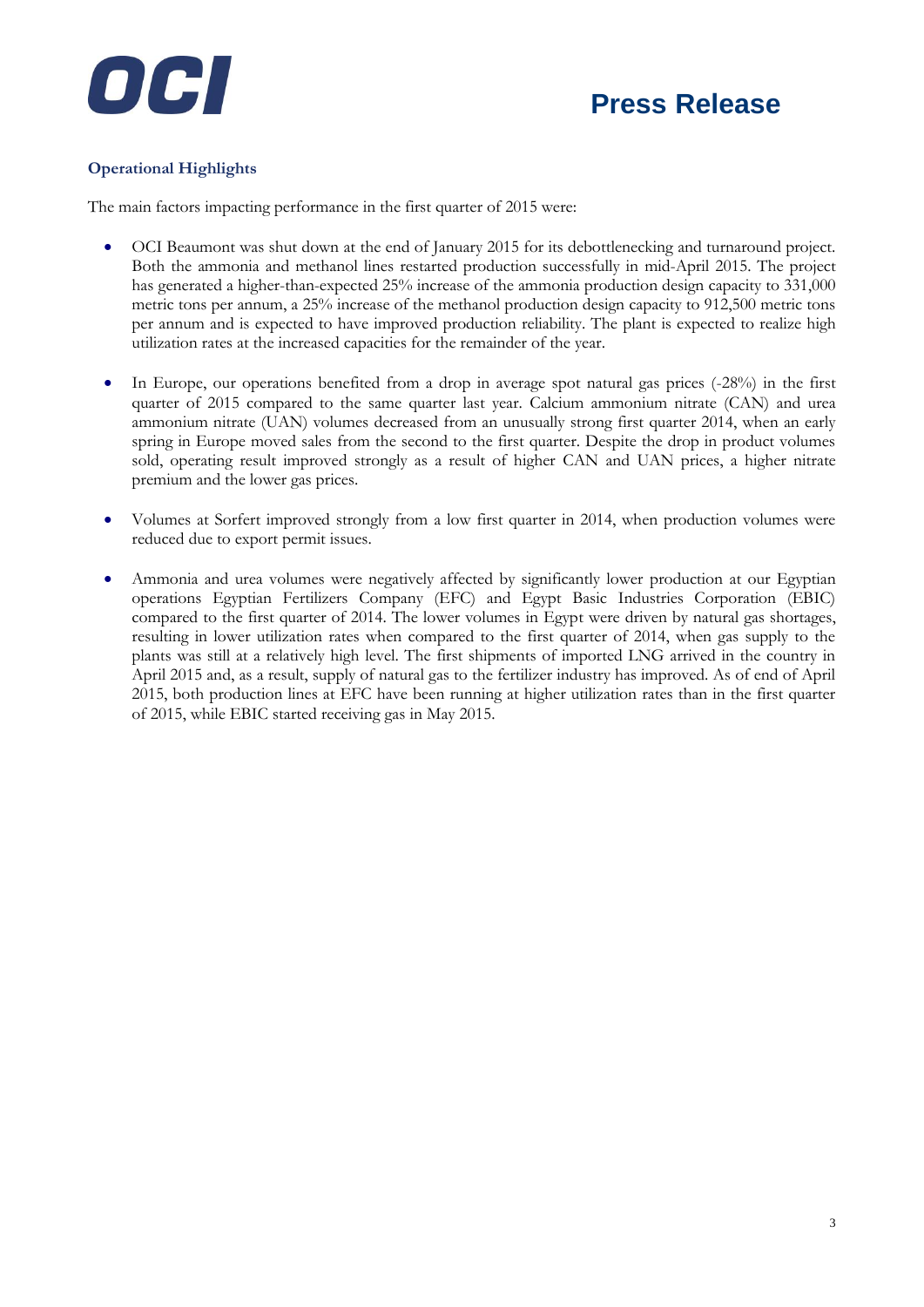## Operational Highlights

The main factors impacting performance in the first quarter of 2015 were:

- OCI Beaumont was shut down at the end of January 2015 for its debottlenecking and turnaround project. Both the ammonia and methanol lines restarted production successfully in mid-April 2015. The project has generated a higher-than-expected 25% increase of the ammonia production design capacity to 331,000 metric tons per annum, a 25% increase of the methanol production design capacity to 912,500 metric tons per annum and is expected to have improved production reliability. The plant is expected to realize high utilization rates at the increased capacities for the remainder of the year.

- In Europe, our operations benefited from a drop in average spot natural gas prices (-28%) in the first quarter of 2015 compared to the same quarter last year. Calcium ammonium nitrate (CAN) and urea ammonium nitrate (UAN) volumes decreased from an unusually strong first quarter 2014, when an early spring in Europe moved sales from the second to the first quarter. Despite the drop in product volumes sold, operating result improved strongly as a result of higher CAN and UAN prices, a higher nitrate premium and the lower gas prices.

- Volumes at Sorfert improved strongly from a low first quarter in 2014, when production volumes were reduced due to export permit issues.

- Ammonia and urea volumes were negatively affected by significantly lower production at our Egyptian operations Egyptian Fertilizers Company (EFC) and Egypt Basic Industries Corporation (EBIC) compared to the first quarter of 2014. The lower volumes in Egypt were driven by natural gas shortages, resulting in lower utilization rates when compared to the first quarter of 2014, when gas supply to the plants was still at a relatively high level. The first shipments of imported LNG arrived in the country in April 2015 and, as a result, supply of natural gas to the fertilizer industry has improved. As of end of April 2015, both production lines at EFC have been running at higher utilization rates than in the first quarter of 2015, while EBIC started receiving gas in May 2015.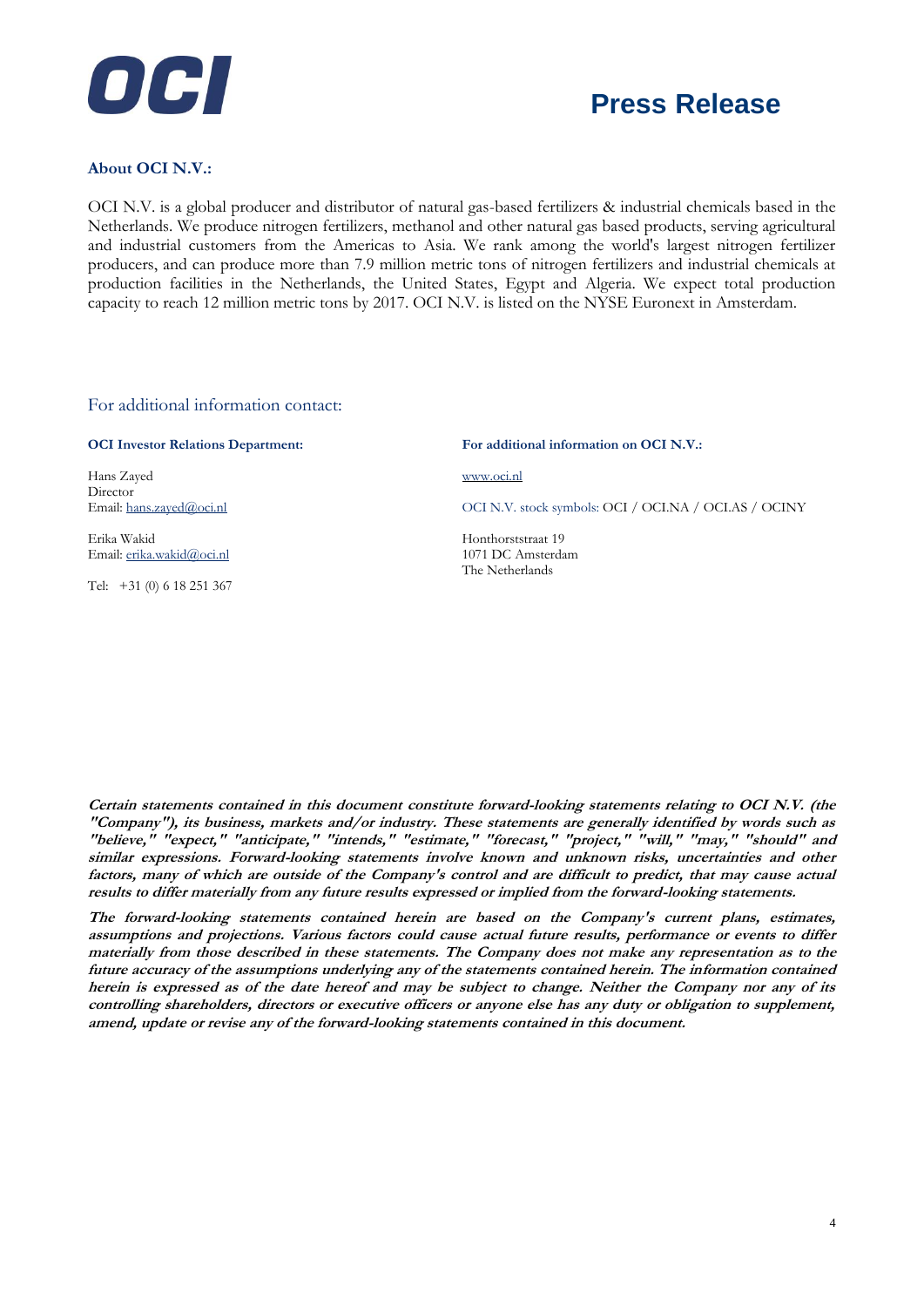**OCI**

# Press Release

## About OCI N.V.:

OCI N.V. is a global producer and distributor of natural gas-based fertilizers & industrial chemicals based in the Netherlands. We produce nitrogen fertilizers, methanol and other natural gas based products, serving agricultural and industrial customers from the Americas to Asia. We rank among the world's largest nitrogen fertilizer producers, and can produce more than 7.9 million metric tons of nitrogen fertilizers and industrial chemicals at production facilities in the Netherlands, the United States, Egypt and Algeria. We expect total production capacity to reach 12 million metric tons by 2017. OCI N.V. is listed on the NYSE Euronext in Amsterdam.

## For additional information contact:

**OCI Investor Relations Department:**

Hans Zayed
Director
Email: hans.zayed@oci.nl

Erika Wakid
Email: erika.wakid@oci.nl

Tel: +31 (0) 6 18 251 367

**For additional information on OCI N.V.:**

www.oci.nl

OCI N.V. stock symbols: OCI / OCI.NA / OCI.AS / OCINY

Honthorststraat 19
1071 DC Amsterdam
The Netherlands

***Certain statements contained in this document constitute forward-looking statements relating to OCI N.V. (the "Company"), its business, markets and/or industry. These statements are generally identified by words such as "believe," "expect," "anticipate," "intends," "estimate," "forecast," "project," "will," "may," "should" and similar expressions. Forward-looking statements involve known and unknown risks, uncertainties and other factors, many of which are outside of the Company's control and are difficult to predict, that may cause actual results to differ materially from any future results expressed or implied from the forward-looking statements.***

***The forward-looking statements contained herein are based on the Company's current plans, estimates, assumptions and projections. Various factors could cause actual future results, performance or events to differ materially from those described in these statements. The Company does not make any representation as to the future accuracy of the assumptions underlying any of the statements contained herein. The information contained herein is expressed as of the date hereof and may be subject to change. Neither the Company nor any of its controlling shareholders, directors or executive officers or anyone else has any duty or obligation to supplement, amend, update or revise any of the forward-looking statements contained in this document.***